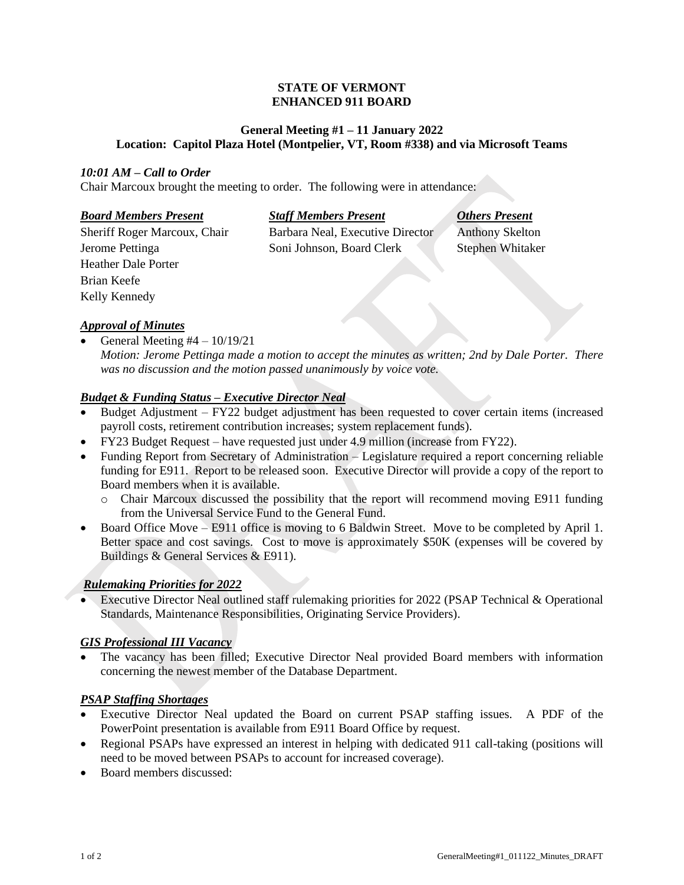**STATE OF VERMONT**
**ENHANCED 911 BOARD**

**General Meeting #1 – 11 January 2022**
**Location: Capitol Plaza Hotel (Montpelier, VT, Room #338) and via Microsoft Teams**

***10:01 AM – Call to Order***

Chair Marcoux brought the meeting to order. The following were in attendance:

| ***Board Members Present*** | ***Staff Members Present*** | ***Others Present*** |
|---|---|---|
| Sheriff Roger Marcoux, Chair | Barbara Neal, Executive Director | Anthony Skelton |
| Jerome Pettinga | Soni Johnson, Board Clerk | Stephen Whitaker |
| Heather Dale Porter | | |
| Brian Keefe | | |
| Kelly Kennedy | | |

***Approval of Minutes***

- General Meeting #4 – 10/19/21
  *Motion: Jerome Pettinga made a motion to accept the minutes as written; 2nd by Dale Porter. There was no discussion and the motion passed unanimously by voice vote.*

***Budget & Funding Status – Executive Director Neal***

- Budget Adjustment – FY22 budget adjustment has been requested to cover certain items (increased payroll costs, retirement contribution increases; system replacement funds).
- FY23 Budget Request – have requested just under 4.9 million (increase from FY22).
- Funding Report from Secretary of Administration – Legislature required a report concerning reliable funding for E911. Report to be released soon. Executive Director will provide a copy of the report to Board members when it is available.
  - Chair Marcoux discussed the possibility that the report will recommend moving E911 funding from the Universal Service Fund to the General Fund.
- Board Office Move – E911 office is moving to 6 Baldwin Street. Move to be completed by April 1. Better space and cost savings. Cost to move is approximately $50K (expenses will be covered by Buildings & General Services & E911).

***Rulemaking Priorities for 2022***

- Executive Director Neal outlined staff rulemaking priorities for 2022 (PSAP Technical & Operational Standards, Maintenance Responsibilities, Originating Service Providers).

***GIS Professional III Vacancy***

- The vacancy has been filled; Executive Director Neal provided Board members with information concerning the newest member of the Database Department.

***PSAP Staffing Shortages***

- Executive Director Neal updated the Board on current PSAP staffing issues. A PDF of the PowerPoint presentation is available from E911 Board Office by request.
- Regional PSAPs have expressed an interest in helping with dedicated 911 call-taking (positions will need to be moved between PSAPs to account for increased coverage).
- Board members discussed: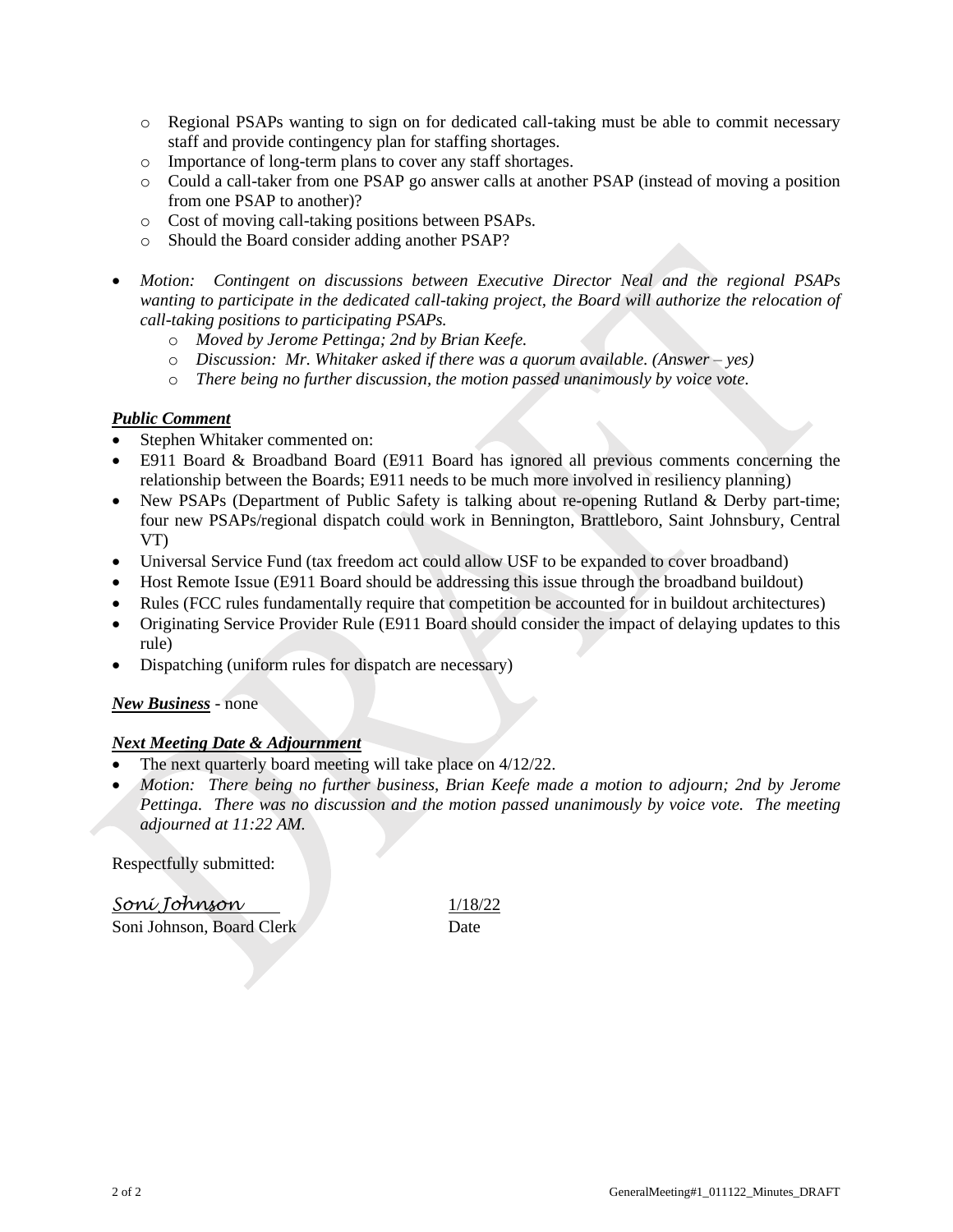- Regional PSAPs wanting to sign on for dedicated call-taking must be able to commit necessary staff and provide contingency plan for staffing shortages.
  - Importance of long-term plans to cover any staff shortages.
  - Could a call-taker from one PSAP go answer calls at another PSAP (instead of moving a position from one PSAP to another)?
  - Cost of moving call-taking positions between PSAPs.
  - Should the Board consider adding another PSAP?

- *Motion: Contingent on discussions between Executive Director Neal and the regional PSAPs wanting to participate in the dedicated call-taking project, the Board will authorize the relocation of call-taking positions to participating PSAPs.*
  - *Moved by Jerome Pettinga; 2nd by Brian Keefe.*
  - *Discussion: Mr. Whitaker asked if there was a quorum available. (Answer – yes)*
  - *There being no further discussion, the motion passed unanimously by voice vote.*

***Public Comment***

- Stephen Whitaker commented on:
- E911 Board & Broadband Board (E911 Board has ignored all previous comments concerning the relationship between the Boards; E911 needs to be much more involved in resiliency planning)
- New PSAPs (Department of Public Safety is talking about re-opening Rutland & Derby part-time; four new PSAPs/regional dispatch could work in Bennington, Brattleboro, Saint Johnsbury, Central VT)
- Universal Service Fund (tax freedom act could allow USF to be expanded to cover broadband)
- Host Remote Issue (E911 Board should be addressing this issue through the broadband buildout)
- Rules (FCC rules fundamentally require that competition be accounted for in buildout architectures)
- Originating Service Provider Rule (E911 Board should consider the impact of delaying updates to this rule)
- Dispatching (uniform rules for dispatch are necessary)

***New Business*** - none

***Next Meeting Date & Adjournment***

- The next quarterly board meeting will take place on 4/12/22.
- *Motion: There being no further business, Brian Keefe made a motion to adjourn; 2nd by Jerome Pettinga. There was no discussion and the motion passed unanimously by voice vote. The meeting adjourned at 11:22 AM.*

Respectfully submitted:

*Soni Johnson* 1/18/22

Soni Johnson, Board Clerk Date